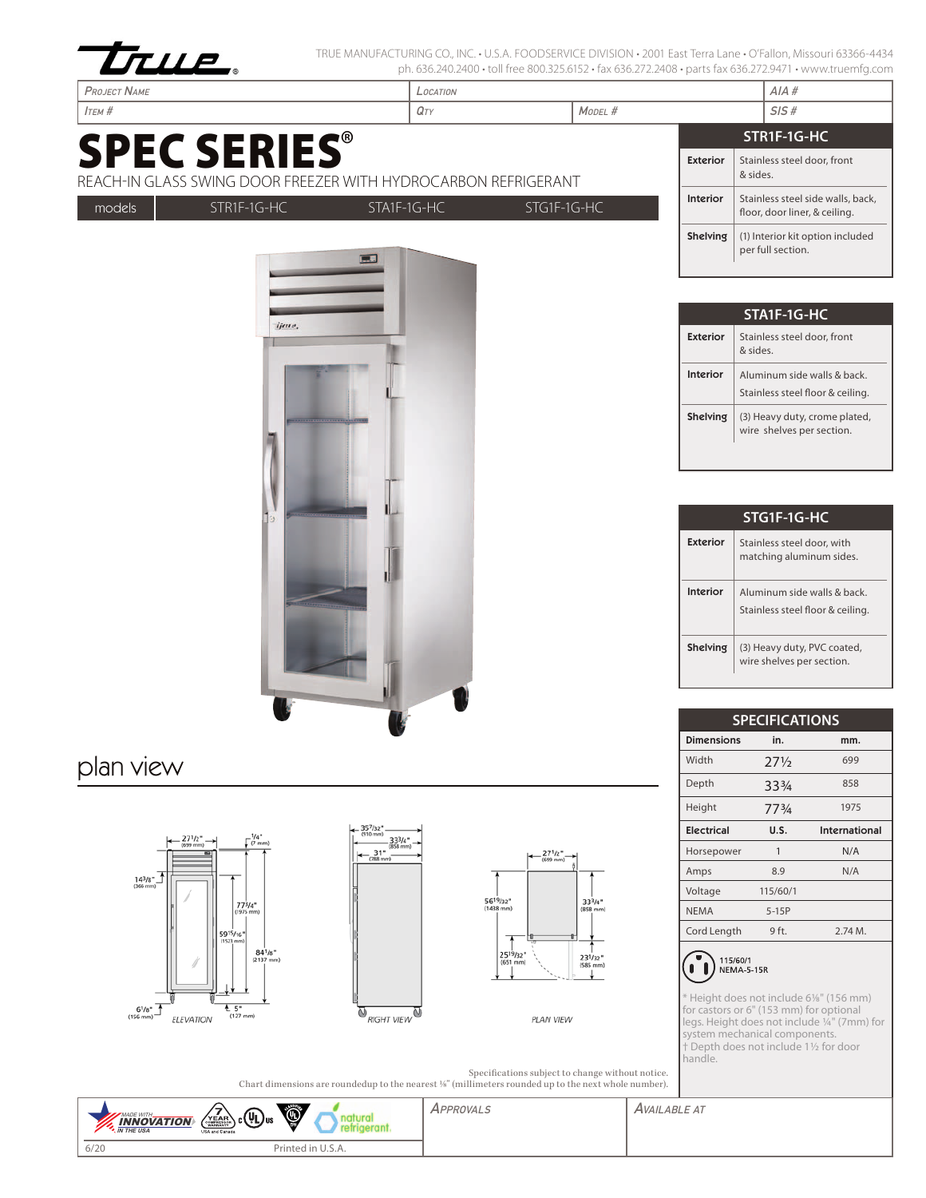TRUE MANUFACTURING CO., INC. • U.S.A. FOODSERVICE DIVISION • 2001 East Terra Lane • O'Fallon, Missouri 63366-4434
ph. 636.240.2400 • toll free 800.325.6152 • fax 636.272.2408 • parts fax 636.272.9471 • www.truemfg.com

| Project Name | Location | | AIA # |
|---|---|---|---|
| Item # | Qty | Model # | SIS # |

# SPEC SERIES®

REACH-IN GLASS SWING DOOR FREEZER WITH HYDROCARBON REFRIGERANT

| models | STR1F-1G-HC | STA1F-1G-HC | STG1F-1G-HC |
|---|---|---|---|

| STR1F-1G-HC | |
|---|---|
| Exterior | Stainless steel door, front & sides. |
| Interior | Stainless steel side walls, back, floor, door liner, & ceiling. |
| Shelving | (1) Interior kit option included per full section. |

| STA1F-1G-HC | |
|---|---|
| Exterior | Stainless steel door, front & sides. |
| Interior | Aluminum side walls & back. Stainless steel floor & ceiling. |
| Shelving | (3) Heavy duty, crome plated, wire shelves per section. |

| STG1F-1G-HC | |
|---|---|
| Exterior | Stainless steel door, with matching aluminum sides. |
| Interior | Aluminum side walls & back. Stainless steel floor & ceiling. |
| Shelving | (3) Heavy duty, PVC coated, wire shelves per section. |

## plan view

ELEVATION: 27½" (699 mm); ¼" (7 mm); 14⅜" (366 mm); 77¾" (1975 mm); 59¹⁵⁄₁₆" (1523 mm); 84⅛" (2137 mm); 6⅛" (156 mm); 5" (127 mm)

RIGHT VIEW: 35⁷⁄₃₂" (910 mm); 33¾" (858 mm); 31" (788 mm)

PLAN VIEW: 27½" (699 mm); 56¹⁹⁄₃₂" (1438 mm); 33¾" (858 mm); 25¹⁹⁄₃₂" (651 mm); 23¹⁄₃₂" (585 mm)

| SPECIFICATIONS | | |
|---|---|---|
| **Dimensions** | **in.** | **mm.** |
| Width | 27½ | 699 |
| Depth | 33¾ | 858 |
| Height | 77¾ | 1975 |
| **Electrical** | **U.S.** | **International** |
| Horsepower | 1 | N/A |
| Amps | 8.9 | N/A |
| Voltage | 115/60/1 | |
| NEMA | 5-15P | |
| Cord Length | 9 ft. | 2.74 M. |

115/60/1
NEMA-5-15R

* Height does not include 6⅛" (156 mm) for castors or 6" (153 mm) for optional legs. Height does not include ¼" (7mm) for system mechanical components.
† Depth does not include 1½ for door handle.

Specifications subject to change without notice.
Chart dimensions are roundedup to the nearest ⅛" (millimeters rounded up to the next whole number).

MADE WITH INNOVATION IN THE USA | 7 YEAR COMPRESSOR WARRANTY USA and Canada | c UL us | natural refrigerant

| Approvals | Available At |
|---|---|

6/20 Printed in U.S.A.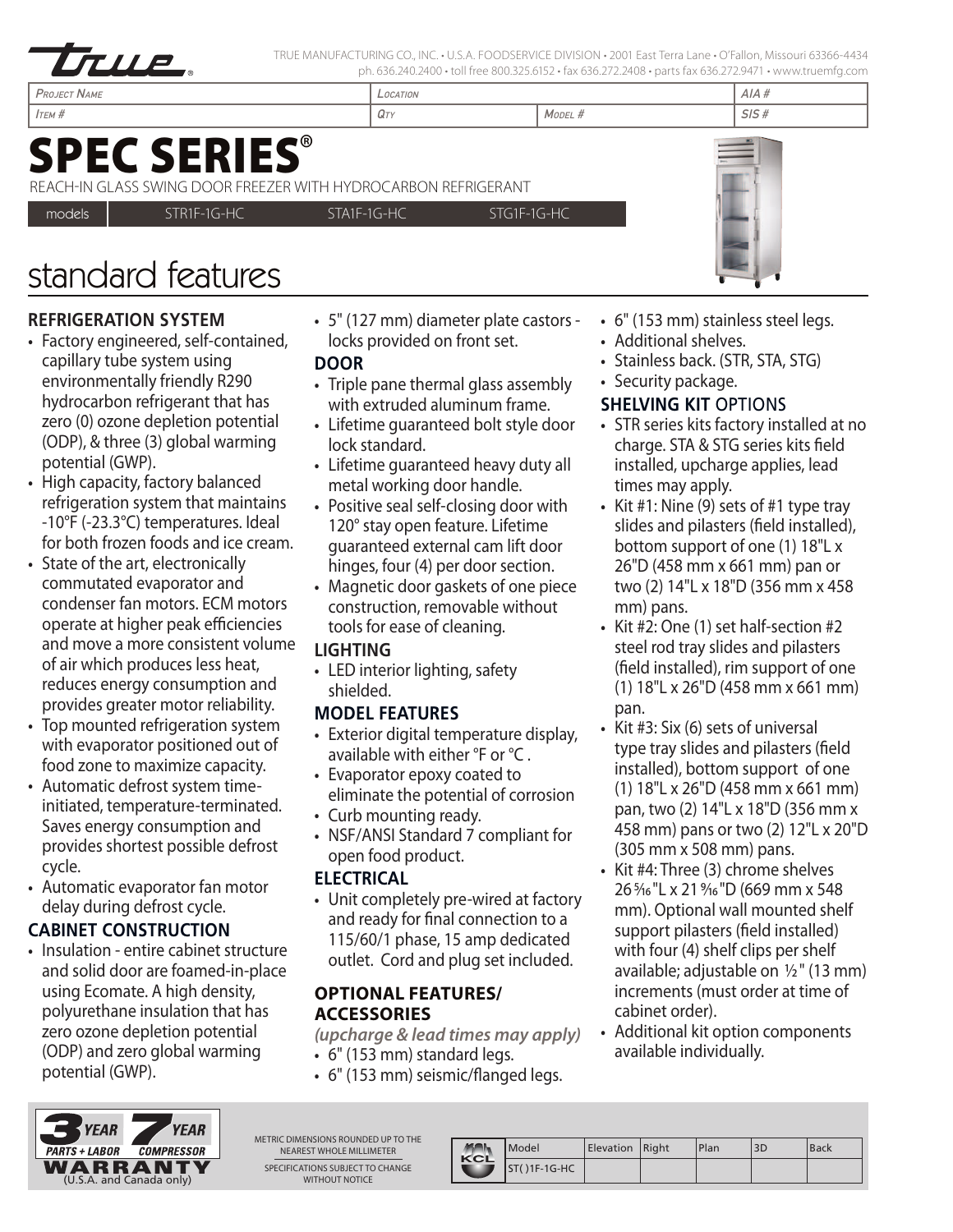TRUE MANUFACTURING CO., INC. • U.S.A. FOODSERVICE DIVISION • 2001 East Terra Lane • O'Fallon, Missouri 63366-4434
ph. 636.240.2400 • toll free 800.325.6152 • fax 636.272.2408 • parts fax 636.272.9471 • www.truemfg.com

| Project Name | Location | | AIA # |
|---|---|---|---|
| Item # | Qty | Model # | SIS # |

# SPEC SERIES®

REACH-IN GLASS SWING DOOR FREEZER WITH HYDROCARBON REFRIGERANT

| models | STR1F-1G-HC | STA1F-1G-HC | STG1F-1G-HC |
|---|---|---|---|

## standard features

### REFRIGERATION SYSTEM

- Factory engineered, self-contained, capillary tube system using environmentally friendly R290 hydrocarbon refrigerant that has zero (0) ozone depletion potential (ODP), & three (3) global warming potential (GWP).
- High capacity, factory balanced refrigeration system that maintains -10°F (-23.3°C) temperatures. Ideal for both frozen foods and ice cream.
- State of the art, electronically commutated evaporator and condenser fan motors. ECM motors operate at higher peak efficiencies and move a more consistent volume of air which produces less heat, reduces energy consumption and provides greater motor reliability.
- Top mounted refrigeration system with evaporator positioned out of food zone to maximize capacity.
- Automatic defrost system time-initiated, temperature-terminated. Saves energy consumption and provides shortest possible defrost cycle.
- Automatic evaporator fan motor delay during defrost cycle.

### CABINET CONSTRUCTION

- Insulation - entire cabinet structure and solid door are foamed-in-place using Ecomate. A high density, polyurethane insulation that has zero ozone depletion potential (ODP) and zero global warming potential (GWP).
- 5" (127 mm) diameter plate castors - locks provided on front set.

### DOOR

- Triple pane thermal glass assembly with extruded aluminum frame.
- Lifetime guaranteed bolt style door lock standard.
- Lifetime guaranteed heavy duty all metal working door handle.
- Positive seal self-closing door with 120° stay open feature. Lifetime guaranteed external cam lift door hinges, four (4) per door section.
- Magnetic door gaskets of one piece construction, removable without tools for ease of cleaning.

### LIGHTING

- LED interior lighting, safety shielded.

### MODEL FEATURES

- Exterior digital temperature display, available with either °F or °C .
- Evaporator epoxy coated to eliminate the potential of corrosion
- Curb mounting ready.
- NSF/ANSI Standard 7 compliant for open food product.

### ELECTRICAL

- Unit completely pre-wired at factory and ready for final connection to a 115/60/1 phase, 15 amp dedicated outlet. Cord and plug set included.

### OPTIONAL FEATURES/ ACCESSORIES

*(upcharge & lead times may apply)*

- 6" (153 mm) standard legs.
- 6" (153 mm) seismic/flanged legs.
- 6" (153 mm) stainless steel legs.
- Additional shelves.
- Stainless back. (STR, STA, STG)
- Security package.

### SHELVING KIT OPTIONS

- STR series kits factory installed at no charge. STA & STG series kits field installed, upcharge applies, lead times may apply.
- Kit #1: Nine (9) sets of #1 type tray slides and pilasters (field installed), bottom support of one (1) 18"L x 26"D (458 mm x 661 mm) pan or two (2) 14"L x 18"D (356 mm x 458 mm) pans.
- Kit #2: One (1) set half-section #2 steel rod tray slides and pilasters (field installed), rim support of one (1) 18"L x 26"D (458 mm x 661 mm) pan.
- Kit #3: Six (6) sets of universal type tray slides and pilasters (field installed), bottom support of one (1) 18"L x 26"D (458 mm x 661 mm) pan, two (2) 14"L x 18"D (356 mm x 458 mm) pans or two (2) 12"L x 20"D (305 mm x 508 mm) pans.
- Kit #4: Three (3) chrome shelves 26 5⁄16"L x 21 9⁄16"D (669 mm x 548 mm). Optional wall mounted shelf support pilasters (field installed) with four (4) shelf clips per shelf available; adjustable on ½" (13 mm) increments (must order at time of cabinet order).
- Additional kit option components available individually.

3 YEAR PARTS + LABOR 7 YEAR COMPRESSOR WARRANTY (U.S.A. and Canada only)

METRIC DIMENSIONS ROUNDED UP TO THE NEAREST WHOLE MILLIMETER

SPECIFICATIONS SUBJECT TO CHANGE WITHOUT NOTICE

| KCL | Model | Elevation | Right | Plan | 3D | Back |
|---|---|---|---|---|---|---|
| | ST( )1F-1G-HC | | | | | |